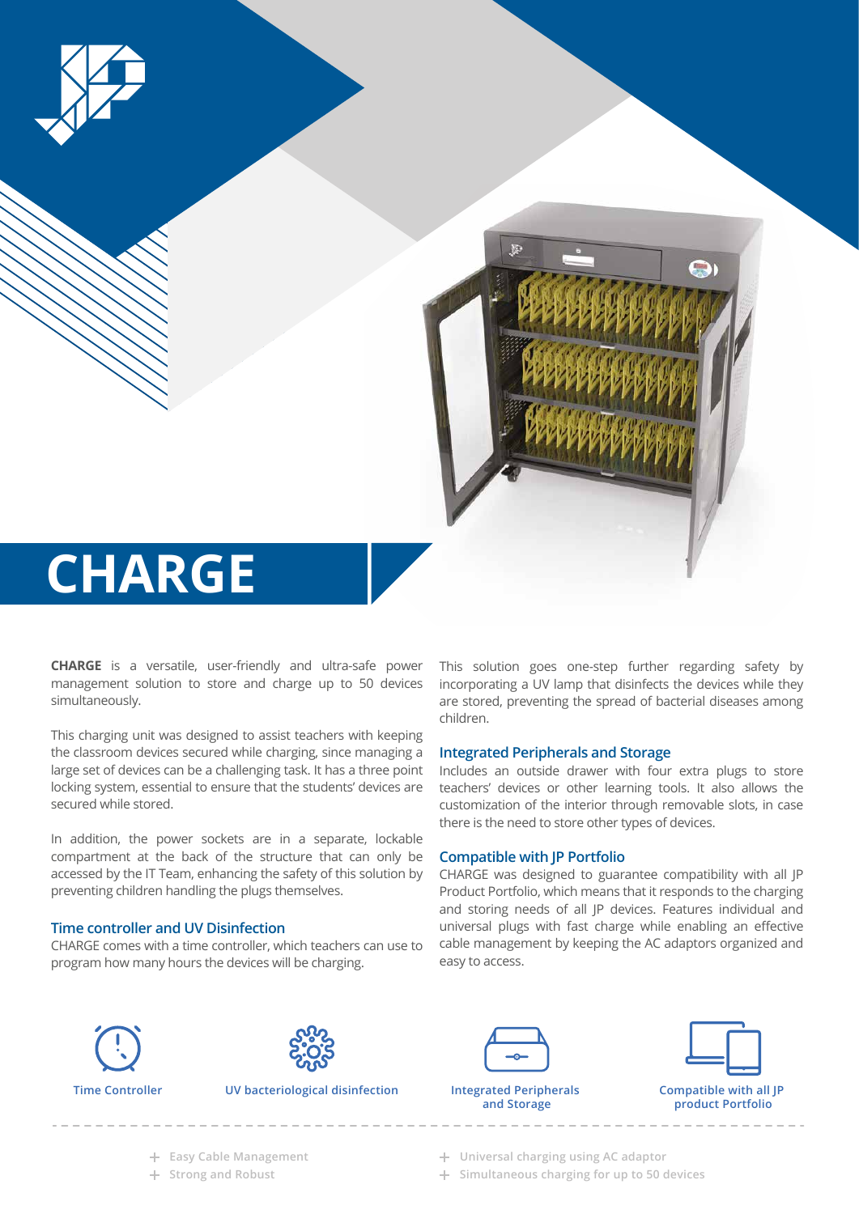# CHARGE

**CHARGE** is a versatile, user-friendly and ultra-safe power management solution to store and charge up to 50 devices simultaneously.

This charging unit was designed to assist teachers with keeping the classroom devices secured while charging, since managing a large set of devices can be a challenging task. It has a three point locking system, essential to ensure that the students' devices are secured while stored.

In addition, the power sockets are in a separate, lockable compartment at the back of the structure that can only be accessed by the IT Team, enhancing the safety of this solution by preventing children handling the plugs themselves.

## Time controller and UV Disinfection

CHARGE comes with a time controller, which teachers can use to program how many hours the devices will be charging.

This solution goes one-step further regarding safety by incorporating a UV lamp that disinfects the devices while they are stored, preventing the spread of bacterial diseases among children.

## Integrated Peripherals and Storage

Includes an outside drawer with four extra plugs to store teachers' devices or other learning tools. It also allows the customization of the interior through removable slots, in case there is the need to store other types of devices.

## Compatible with JP Portfolio

CHARGE was designed to guarantee compatibility with all JP Product Portfolio, which means that it responds to the charging and storing needs of all JP devices. Features individual and universal plugs with fast charge while enabling an effective cable management by keeping the AC adaptors organized and easy to access.

Time Controller

UV bacteriological disinfection

Integrated Peripherals and Storage

Compatible with all JP product Portfolio

- Easy Cable Management
- Strong and Robust
- Universal charging using AC adaptor
- Simultaneous charging for up to 50 devices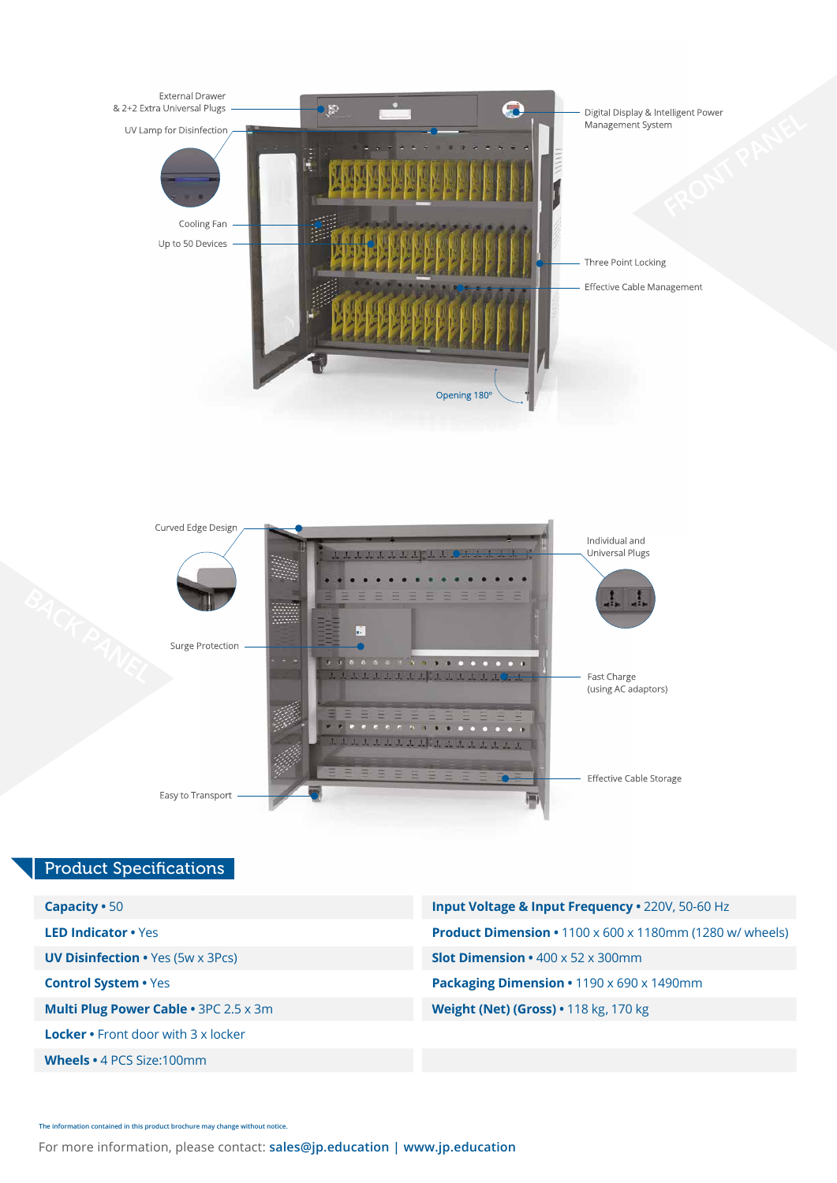External Drawer
& 2+2 Extra Universal Plugs

UV Lamp for Disinfection

Cooling Fan

Up to 50 Devices

Digital Display & Intelligent Power Management System

FRONT PANEL

Three Point Locking

Effective Cable Management

Opening 180º

Curved Edge Design

BACK PANEL

Surge Protection

Easy to Transport

Individual and Universal Plugs

Fast Charge (using AC adaptors)

Effective Cable Storage

## Product Specifications

| | |
|---|---|
| **Capacity** • 50 | **Input Voltage & Input Frequency** • 220V, 50-60 Hz |
| **LED Indicator** • Yes | **Product Dimension** • 1100 x 600 x 1180mm (1280 w/ wheels) |
| **UV Disinfection** • Yes (5w x 3Pcs) | **Slot Dimension** • 400 x 52 x 300mm |
| **Control System** • Yes | **Packaging Dimension** • 1190 x 690 x 1490mm |
| **Multi Plug Power Cable** • 3PC 2.5 x 3m | **Weight (Net) (Gross)** • 118 kg, 170 kg |
| **Locker** • Front door with 3 x locker | |
| **Wheels** • 4 PCS Size:100mm | |

The information contained in this product brochure may change without notice.

For more information, please contact: **sales@jp.education** | **www.jp.education**